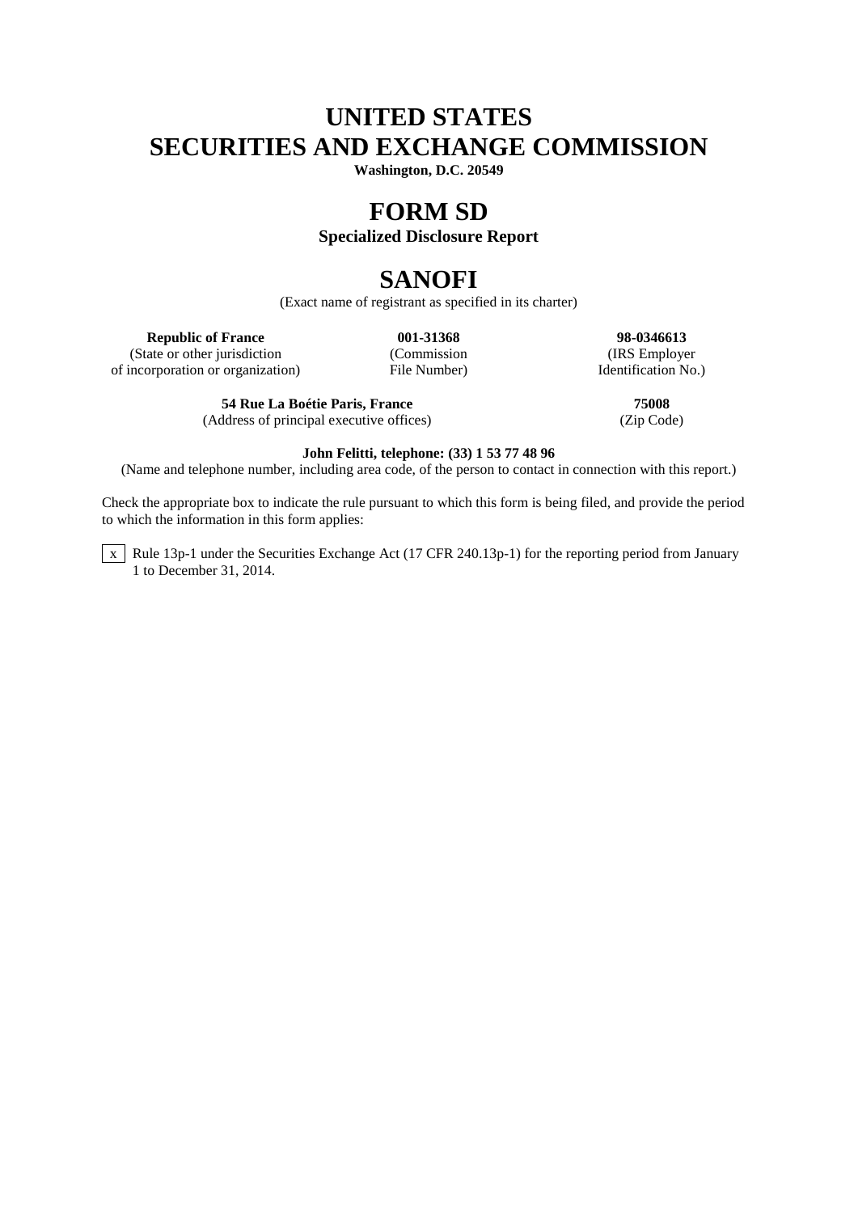# UNITED STATES
# SECURITIES AND EXCHANGE COMMISSION

**Washington, D.C. 20549**

# FORM SD

**Specialized Disclosure Report**

# SANOFI

(Exact name of registrant as specified in its charter)

| **Republic of France** | **001-31368** | **98-0346613** |
|---|---|---|
| (State or other jurisdiction of incorporation or organization) | (Commission File Number) | (IRS Employer Identification No.) |

| **54 Rue La Boétie Paris, France** | **75008** |
|---|---|
| (Address of principal executive offices) | (Zip Code) |

**John Felitti, telephone: (33) 1 53 77 48 96**

(Name and telephone number, including area code, of the person to contact in connection with this report.)

Check the appropriate box to indicate the rule pursuant to which this form is being filed, and provide the period to which the information in this form applies:

[x] Rule 13p-1 under the Securities Exchange Act (17 CFR 240.13p-1) for the reporting period from January 1 to December 31, 2014.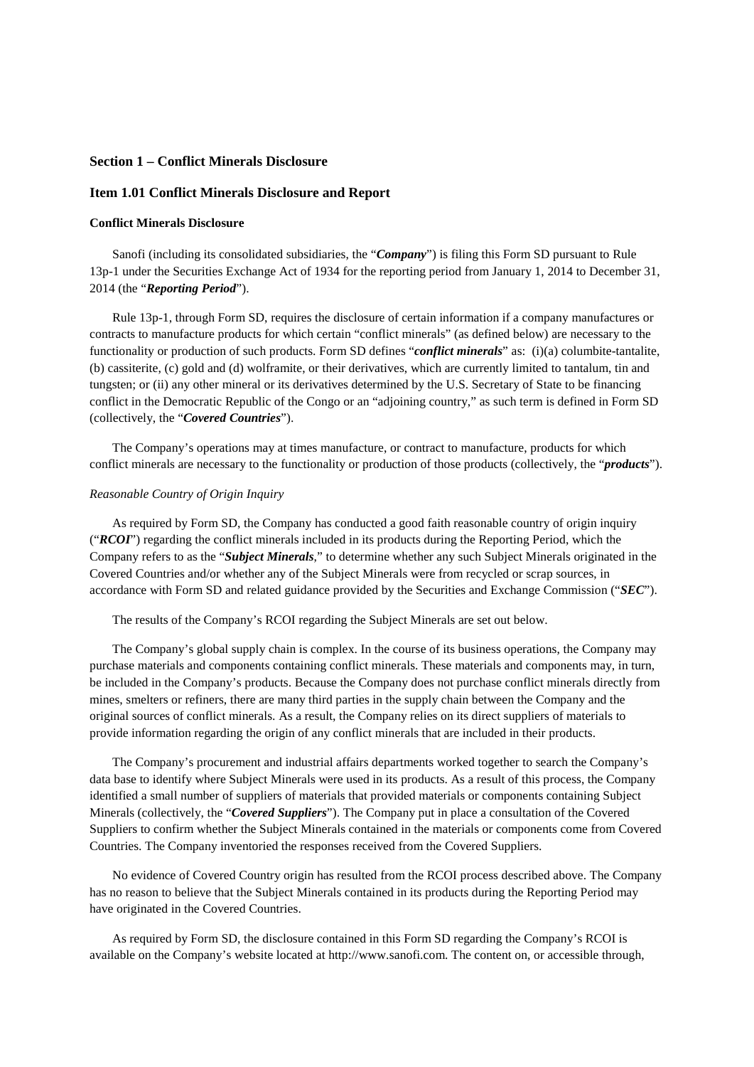## Section 1 – Conflict Minerals Disclosure

## Item 1.01 Conflict Minerals Disclosure and Report

### Conflict Minerals Disclosure

Sanofi (including its consolidated subsidiaries, the "***Company***") is filing this Form SD pursuant to Rule 13p-1 under the Securities Exchange Act of 1934 for the reporting period from January 1, 2014 to December 31, 2014 (the "***Reporting Period***").

Rule 13p-1, through Form SD, requires the disclosure of certain information if a company manufactures or contracts to manufacture products for which certain "conflict minerals" (as defined below) are necessary to the functionality or production of such products. Form SD defines "***conflict minerals***" as: (i)(a) columbite-tantalite, (b) cassiterite, (c) gold and (d) wolframite, or their derivatives, which are currently limited to tantalum, tin and tungsten; or (ii) any other mineral or its derivatives determined by the U.S. Secretary of State to be financing conflict in the Democratic Republic of the Congo or an "adjoining country," as such term is defined in Form SD (collectively, the "***Covered Countries***").

The Company's operations may at times manufacture, or contract to manufacture, products for which conflict minerals are necessary to the functionality or production of those products (collectively, the "***products***").

*Reasonable Country of Origin Inquiry*

As required by Form SD, the Company has conducted a good faith reasonable country of origin inquiry ("***RCOI***") regarding the conflict minerals included in its products during the Reporting Period, which the Company refers to as the "***Subject Minerals***," to determine whether any such Subject Minerals originated in the Covered Countries and/or whether any of the Subject Minerals were from recycled or scrap sources, in accordance with Form SD and related guidance provided by the Securities and Exchange Commission ("***SEC***").

The results of the Company's RCOI regarding the Subject Minerals are set out below.

The Company's global supply chain is complex. In the course of its business operations, the Company may purchase materials and components containing conflict minerals. These materials and components may, in turn, be included in the Company's products. Because the Company does not purchase conflict minerals directly from mines, smelters or refiners, there are many third parties in the supply chain between the Company and the original sources of conflict minerals. As a result, the Company relies on its direct suppliers of materials to provide information regarding the origin of any conflict minerals that are included in their products.

The Company's procurement and industrial affairs departments worked together to search the Company's data base to identify where Subject Minerals were used in its products. As a result of this process, the Company identified a small number of suppliers of materials that provided materials or components containing Subject Minerals (collectively, the "***Covered Suppliers***"). The Company put in place a consultation of the Covered Suppliers to confirm whether the Subject Minerals contained in the materials or components come from Covered Countries. The Company inventoried the responses received from the Covered Suppliers.

No evidence of Covered Country origin has resulted from the RCOI process described above. The Company has no reason to believe that the Subject Minerals contained in its products during the Reporting Period may have originated in the Covered Countries.

As required by Form SD, the disclosure contained in this Form SD regarding the Company's RCOI is available on the Company's website located at http://www.sanofi.com. The content on, or accessible through,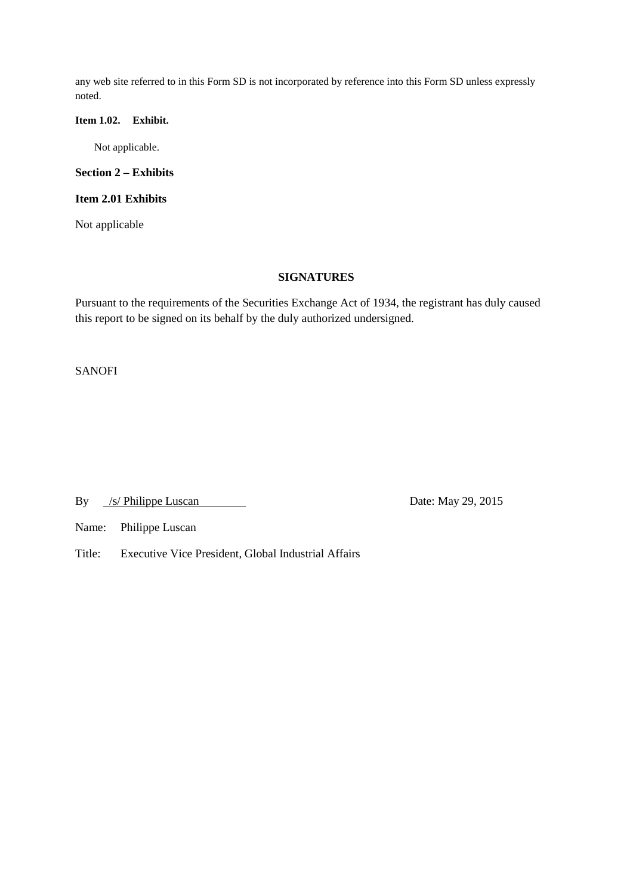any web site referred to in this Form SD is not incorporated by reference into this Form SD unless expressly noted.

**Item 1.02. Exhibit.**

Not applicable.

**Section 2 – Exhibits**

**Item 2.01 Exhibits**

Not applicable

**SIGNATURES**

Pursuant to the requirements of the Securities Exchange Act of 1934, the registrant has duly caused this report to be signed on its behalf by the duly authorized undersigned.

SANOFI

By /s/ Philippe Luscan

Date: May 29, 2015

Name: Philippe Luscan

Title: Executive Vice President, Global Industrial Affairs